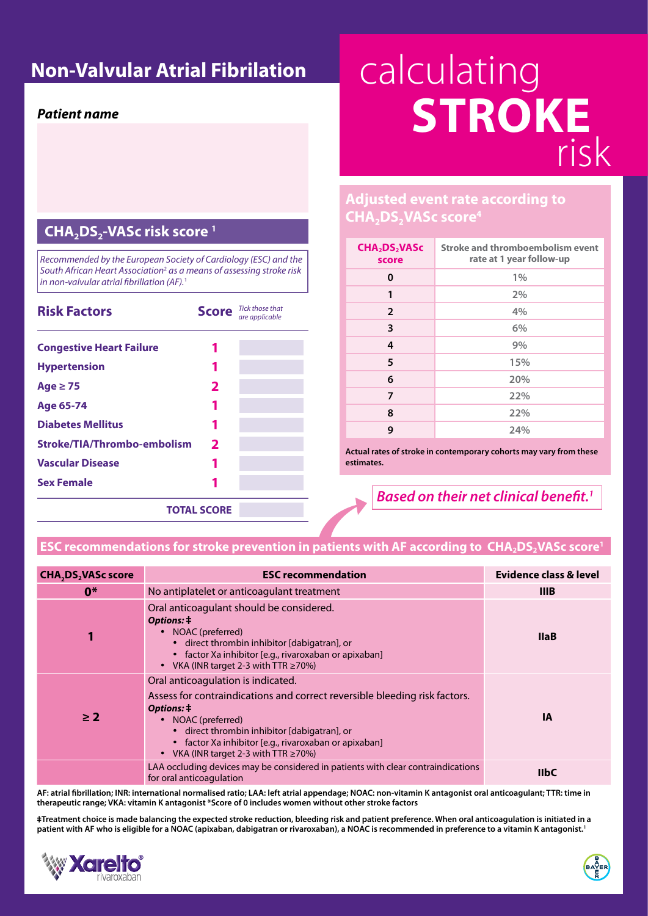# Non-Valvular Atrial Fibrilation

# calculating **STROKE** risk

***Patient name***

## $CHA_2DS_2$-VASc risk score [1]

*Recommended by the European Society of Cardiology (ESC) and the South African Heart Association[2] as a means of assessing stroke risk in non-valvular atrial fibrillation (AF).[1]*

| Risk Factors | Score | *Tick those that are applicable* |
|---|---|---|
| **Congestive Heart Failure** | **1** | |
| **Hypertension** | **1** | |
| **Age ≥ 75** | **2** | |
| **Age 65-74** | **1** | |
| **Diabetes Mellitus** | **1** | |
| **Stroke/TIA/Thrombo-embolism** | **2** | |
| **Vascular Disease** | **1** | |
| **Sex Female** | **1** | |
| | **TOTAL SCORE** | |

## Adjusted event rate according to $CHA_2DS_2$VASc score[4]

| $CHA_2DS_2$VASc score | Stroke and thromboembolism event rate at 1 year follow-up |
|---|---|
| 0 | 1% |
| 1 | 2% |
| 2 | 4% |
| 3 | 6% |
| 4 | 9% |
| 5 | 15% |
| 6 | 20% |
| 7 | 22% |
| 8 | 22% |
| 9 | 24% |

**Actual rates of stroke in contemporary cohorts may vary from these estimates.**

*Based on their net clinical benefit.[1]*

## ESC recommendations for stroke prevention in patients with AF according to $CHA_2DS_2$VASc score[1]

| $CHA_2DS_2$VASc score | ESC recommendation | Evidence class & level |
|---|---|---|
| **0*** | No antiplatelet or anticoagulant treatment | **IIIB** |
| **1** | Oral anticoagulant should be considered.<br>***Options: ‡***<br>• NOAC (preferred)<br>&nbsp;&nbsp;• direct thrombin inhibitor [dabigatran], or<br>&nbsp;&nbsp;• factor Xa inhibitor [e.g., rivaroxaban or apixaban]<br>• VKA (INR target 2-3 with TTR ≥70%) | **IIaB** |
| **≥ 2** | Oral anticoagulation is indicated.<br>Assess for contraindications and correct reversible bleeding risk factors.<br>***Options: ‡***<br>• NOAC (preferred)<br>&nbsp;&nbsp;• direct thrombin inhibitor [dabigatran], or<br>&nbsp;&nbsp;• factor Xa inhibitor [e.g., rivaroxaban or apixaban]<br>• VKA (INR target 2-3 with TTR ≥70%) | **IA** |
| | LAA occluding devices may be considered in patients with clear contraindications for oral anticoagulation | **IIbC** |

**AF: atrial fibrillation; INR: international normalised ratio; LAA: left atrial appendage; NOAC: non-vitamin K antagonist oral anticoagulant; TTR: time in therapeutic range; VKA: vitamin K antagonist *Score of 0 includes women without other stroke factors**

**‡Treatment choice is made balancing the expected stroke reduction, bleeding risk and patient preference. When oral anticoagulation is initiated in a patient with AF who is eligible for a NOAC (apixaban, dabigatran or rivaroxaban), a NOAC is recommended in preference to a vitamin K antagonist.[1]**

Xarelto® rivaroxaban

BAYER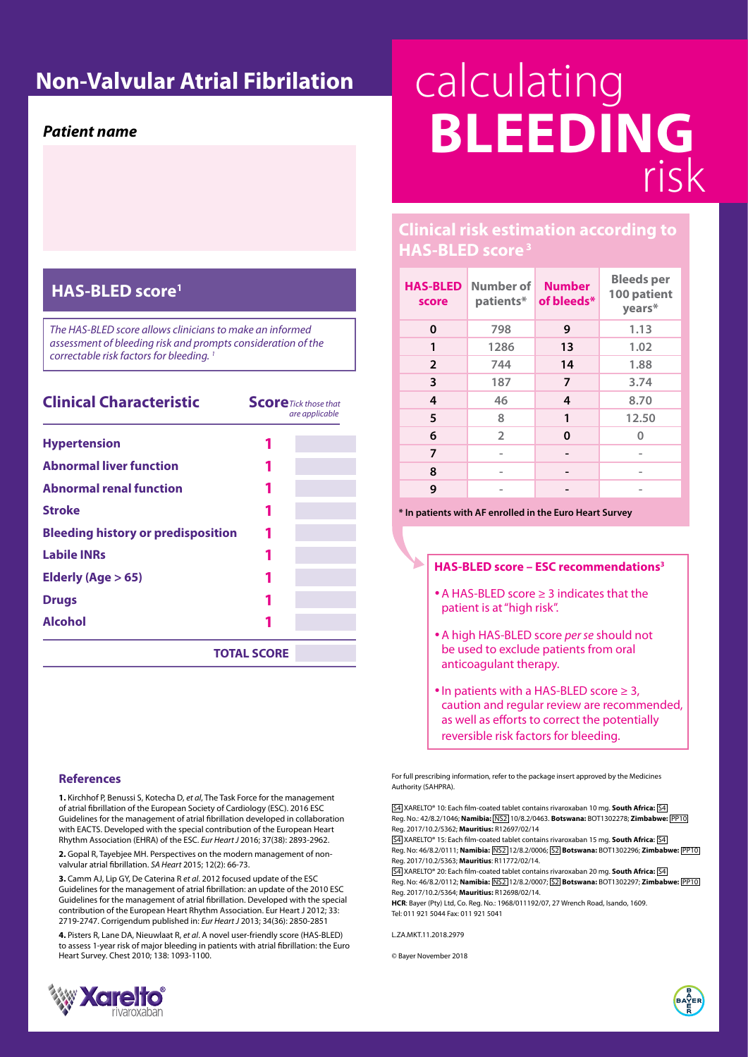# Non-Valvular Atrial Fibrilation

*Patient name*

## HAS-BLED score[1]

*The HAS-BLED score allows clinicians to make an informed assessment of bleeding risk and prompts consideration of the correctable risk factors for bleeding.* [1]

| Clinical Characteristic | Score | *Tick those that are applicable* |
|---|---|---|
| Hypertension | 1 | |
| Abnormal liver function | 1 | |
| Abnormal renal function | 1 | |
| Stroke | 1 | |
| Bleeding history or predisposition | 1 | |
| Labile INRs | 1 | |
| Elderly (Age > 65) | 1 | |
| Drugs | 1 | |
| Alcohol | 1 | |
| | **TOTAL SCORE** | |

# calculating **BLEEDING** risk

## Clinical risk estimation according to HAS-BLED score[3]

| HAS-BLED score | Number of patients* | Number of bleeds* | Bleeds per 100 patient years* |
|---|---|---|---|
| 0 | 798 | 9 | 1.13 |
| 1 | 1286 | 13 | 1.02 |
| 2 | 744 | 14 | 1.88 |
| 3 | 187 | 7 | 3.74 |
| 4 | 46 | 4 | 8.70 |
| 5 | 8 | 1 | 12.50 |
| 6 | 2 | 0 | 0 |
| 7 | - | - | - |
| 8 | - | - | - |
| 9 | - | - | - |

**\* In patients with AF enrolled in the Euro Heart Survey**

### HAS-BLED score – ESC recommendations[3]

- A HAS-BLED score ≥ 3 indicates that the patient is at "high risk".
- A high HAS-BLED score *per se* should not be used to exclude patients from oral anticoagulant therapy.
- In patients with a HAS-BLED score ≥ 3, caution and regular review are recommended, as well as efforts to correct the potentially reversible risk factors for bleeding.

### References

**1.** Kirchhof P, Benussi S, Kotecha D, *et al*, The Task Force for the management of atrial fibrillation of the European Society of Cardiology (ESC). 2016 ESC Guidelines for the management of atrial fibrillation developed in collaboration with EACTS. Developed with the special contribution of the European Heart Rhythm Association (EHRA) of the ESC. *Eur Heart J* 2016; 37(38): 2893-2962.

**2.** Gopal R, Tayebjee MH. Perspectives on the modern management of non-valvular atrial fibrillation. *SA Heart* 2015; 12(2): 66-73.

**3.** Camm AJ, Lip GY, De Caterina R *et al*. 2012 focused update of the ESC Guidelines for the management of atrial fibrillation: an update of the 2010 ESC Guidelines for the management of atrial fibrillation. Developed with the special contribution of the European Heart Rhythm Association. Eur Heart J 2012; 33: 2719-2747. Corrigendum published in: *Eur Heart J* 2013; 34(36): 2850-2851

**4.** Pisters R, Lane DA, Nieuwlaat R, *et al*. A novel user-friendly score (HAS-BLED) to assess 1-year risk of major bleeding in patients with atrial fibrillation: the Euro Heart Survey. Chest 2010; 138: 1093-1100.

For full prescribing information, refer to the package insert approved by the Medicines Authority (SAHPRA).

S4 XARELTO® 10: Each film-coated tablet contains rivaroxaban 10 mg. **South Africa:** S4 Reg. No.: 42/8.2/1046; **Namibia:** NS2 10/8.2/0463. **Botswana:** BOT1302278; **Zimbabwe:** PP10 Reg. 2017/10.2/5362; **Mauritius:** R12697/02/14

S4 XARELTO® 15: Each film-coated tablet contains rivaroxaban 15 mg. **South Africa:** S4 Reg. No: 46/8.2/0111; **Namibia:** NS2 12/8.2/0006; S2 **Botswana:** BOT1302296; **Zimbabwe:** PP10 Reg. 2017/10.2/5363; **Mauritius**: R11772/02/14.

S4 XARELTO® 20: Each film-coated tablet contains rivaroxaban 20 mg. **South Africa:** S4 Reg. No: 46/8.2/0112; **Namibia:** NS2 12/8.2/0007; S2 **Botswana:** BOT1302297; **Zimbabwe:** PP10 Reg. 2017/10.2/5364; **Mauritius:** R12698/02/14.

**HCR**: Bayer (Pty) Ltd, Co. Reg. No.: 1968/011192/07, 27 Wrench Road, Isando, 1609. Tel: 011 921 5044 Fax: 011 921 5041

L.ZA.MKT.11.2018.2979

© Bayer November 2018

Xarelto® rivaroxaban

BAYER